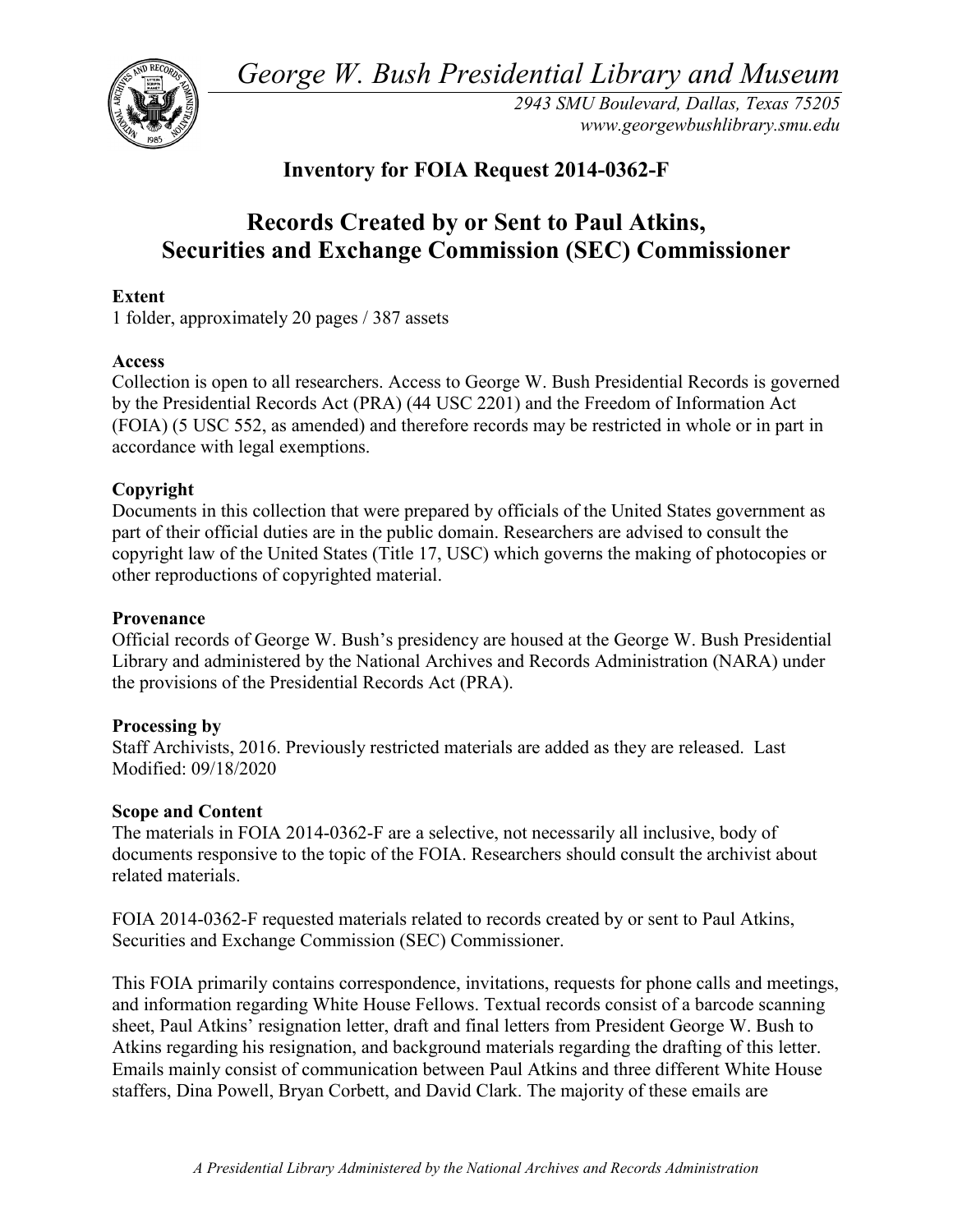*George W. Bush Presidential Library and Museum*

*2943 SMU Boulevard, Dallas, Texas 75205*
*www.georgewbushlibrary.smu.edu*

## Inventory for FOIA Request 2014-0362-F

# Records Created by or Sent to Paul Atkins, Securities and Exchange Commission (SEC) Commissioner

**Extent**
1 folder, approximately 20 pages / 387 assets

**Access**
Collection is open to all researchers. Access to George W. Bush Presidential Records is governed by the Presidential Records Act (PRA) (44 USC 2201) and the Freedom of Information Act (FOIA) (5 USC 552, as amended) and therefore records may be restricted in whole or in part in accordance with legal exemptions.

**Copyright**
Documents in this collection that were prepared by officials of the United States government as part of their official duties are in the public domain. Researchers are advised to consult the copyright law of the United States (Title 17, USC) which governs the making of photocopies or other reproductions of copyrighted material.

**Provenance**
Official records of George W. Bush's presidency are housed at the George W. Bush Presidential Library and administered by the National Archives and Records Administration (NARA) under the provisions of the Presidential Records Act (PRA).

**Processing by**
Staff Archivists, 2016. Previously restricted materials are added as they are released. Last Modified: 09/18/2020

**Scope and Content**
The materials in FOIA 2014-0362-F are a selective, not necessarily all inclusive, body of documents responsive to the topic of the FOIA. Researchers should consult the archivist about related materials.

FOIA 2014-0362-F requested materials related to records created by or sent to Paul Atkins, Securities and Exchange Commission (SEC) Commissioner.

This FOIA primarily contains correspondence, invitations, requests for phone calls and meetings, and information regarding White House Fellows. Textual records consist of a barcode scanning sheet, Paul Atkins' resignation letter, draft and final letters from President George W. Bush to Atkins regarding his resignation, and background materials regarding the drafting of this letter. Emails mainly consist of communication between Paul Atkins and three different White House staffers, Dina Powell, Bryan Corbett, and David Clark. The majority of these emails are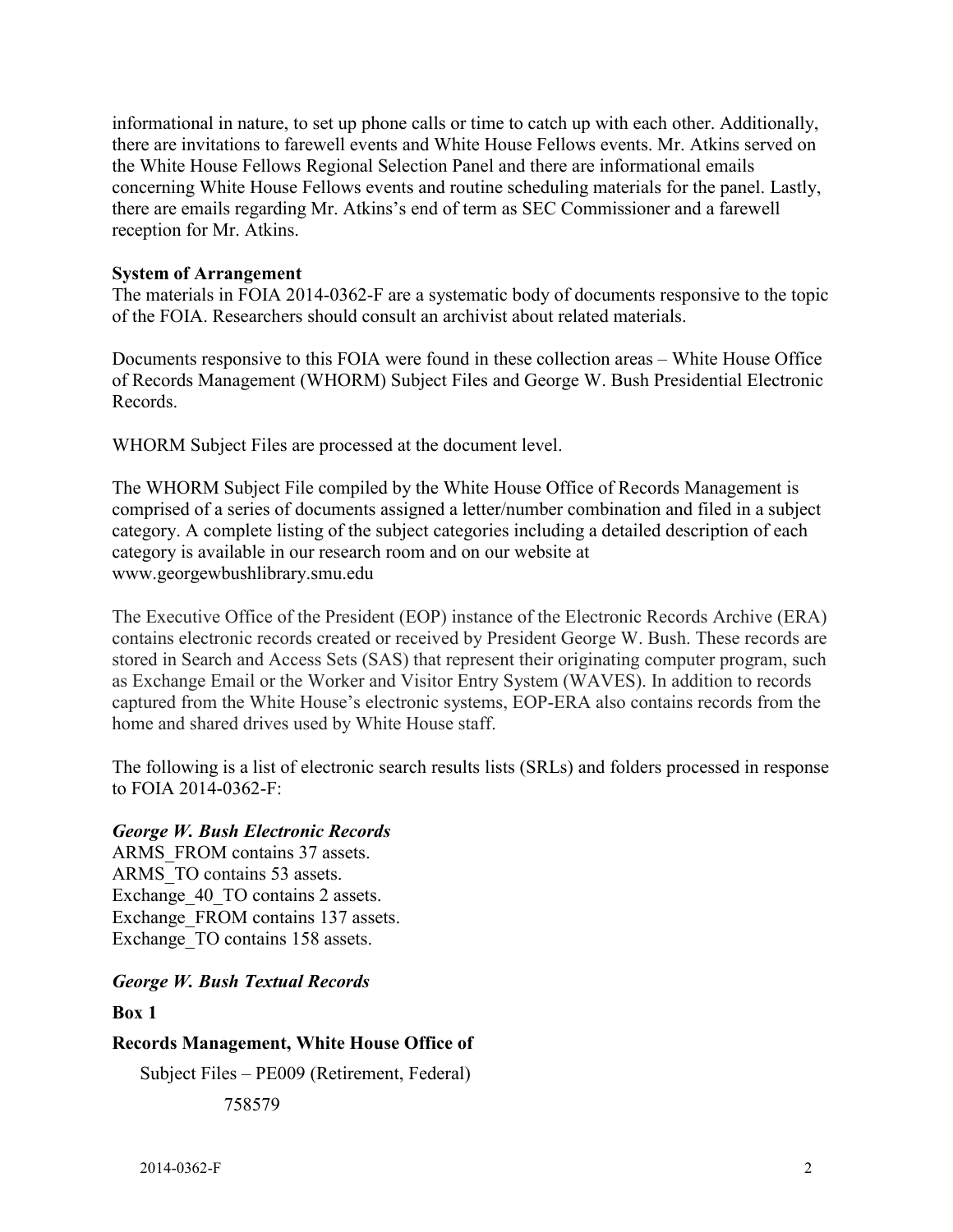informational in nature, to set up phone calls or time to catch up with each other. Additionally, there are invitations to farewell events and White House Fellows events. Mr. Atkins served on the White House Fellows Regional Selection Panel and there are informational emails concerning White House Fellows events and routine scheduling materials for the panel. Lastly, there are emails regarding Mr. Atkins's end of term as SEC Commissioner and a farewell reception for Mr. Atkins.

**System of Arrangement**
The materials in FOIA 2014-0362-F are a systematic body of documents responsive to the topic of the FOIA. Researchers should consult an archivist about related materials.

Documents responsive to this FOIA were found in these collection areas – White House Office of Records Management (WHORM) Subject Files and George W. Bush Presidential Electronic Records.

WHORM Subject Files are processed at the document level.

The WHORM Subject File compiled by the White House Office of Records Management is comprised of a series of documents assigned a letter/number combination and filed in a subject category. A complete listing of the subject categories including a detailed description of each category is available in our research room and on our website at www.georgewbushlibrary.smu.edu

The Executive Office of the President (EOP) instance of the Electronic Records Archive (ERA) contains electronic records created or received by President George W. Bush. These records are stored in Search and Access Sets (SAS) that represent their originating computer program, such as Exchange Email or the Worker and Visitor Entry System (WAVES). In addition to records captured from the White House's electronic systems, EOP-ERA also contains records from the home and shared drives used by White House staff.

The following is a list of electronic search results lists (SRLs) and folders processed in response to FOIA 2014-0362-F:

***George W. Bush Electronic Records***
ARMS_FROM contains 37 assets.
ARMS_TO contains 53 assets.
Exchange_40_TO contains 2 assets.
Exchange_FROM contains 137 assets.
Exchange_TO contains 158 assets.

***George W. Bush Textual Records***

**Box 1**

**Records Management, White House Office of**

Subject Files – PE009 (Retirement, Federal)

758579